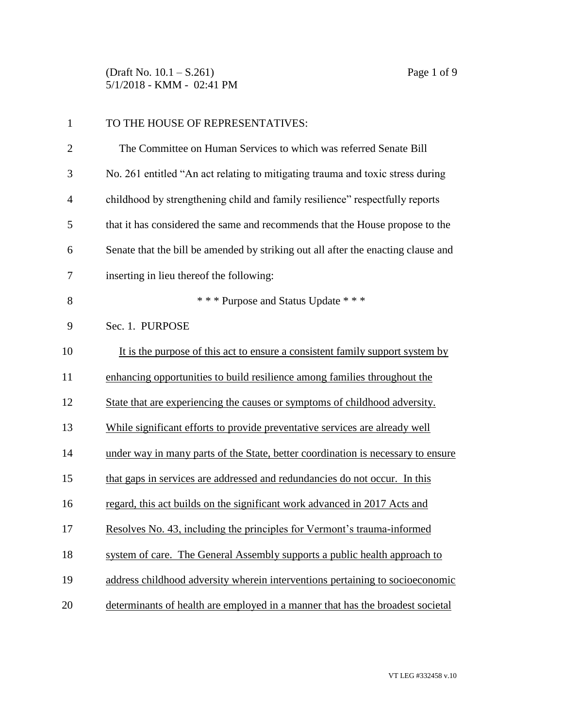TO THE HOUSE OF REPRESENTATIVES:

The Committee on Human Services to which was referred Senate Bill No. 261 entitled "An act relating to mitigating trauma and toxic stress during childhood by strengthening child and family resilience" respectfully reports that it has considered the same and recommends that the House propose to the Senate that the bill be amended by striking out all after the enacting clause and inserting in lieu thereof the following:

\* \* \* Purpose and Status Update \* \* \*

Sec. 1. PURPOSE

It is the purpose of this act to ensure a consistent family support system by enhancing opportunities to build resilience among families throughout the State that are experiencing the causes or symptoms of childhood adversity. While significant efforts to provide preventative services are already well under way in many parts of the State, better coordination is necessary to ensure that gaps in services are addressed and redundancies do not occur. In this regard, this act builds on the significant work advanced in 2017 Acts and Resolves No. 43, including the principles for Vermont's trauma-informed system of care. The General Assembly supports a public health approach to address childhood adversity wherein interventions pertaining to socioeconomic determinants of health are employed in a manner that has the broadest societal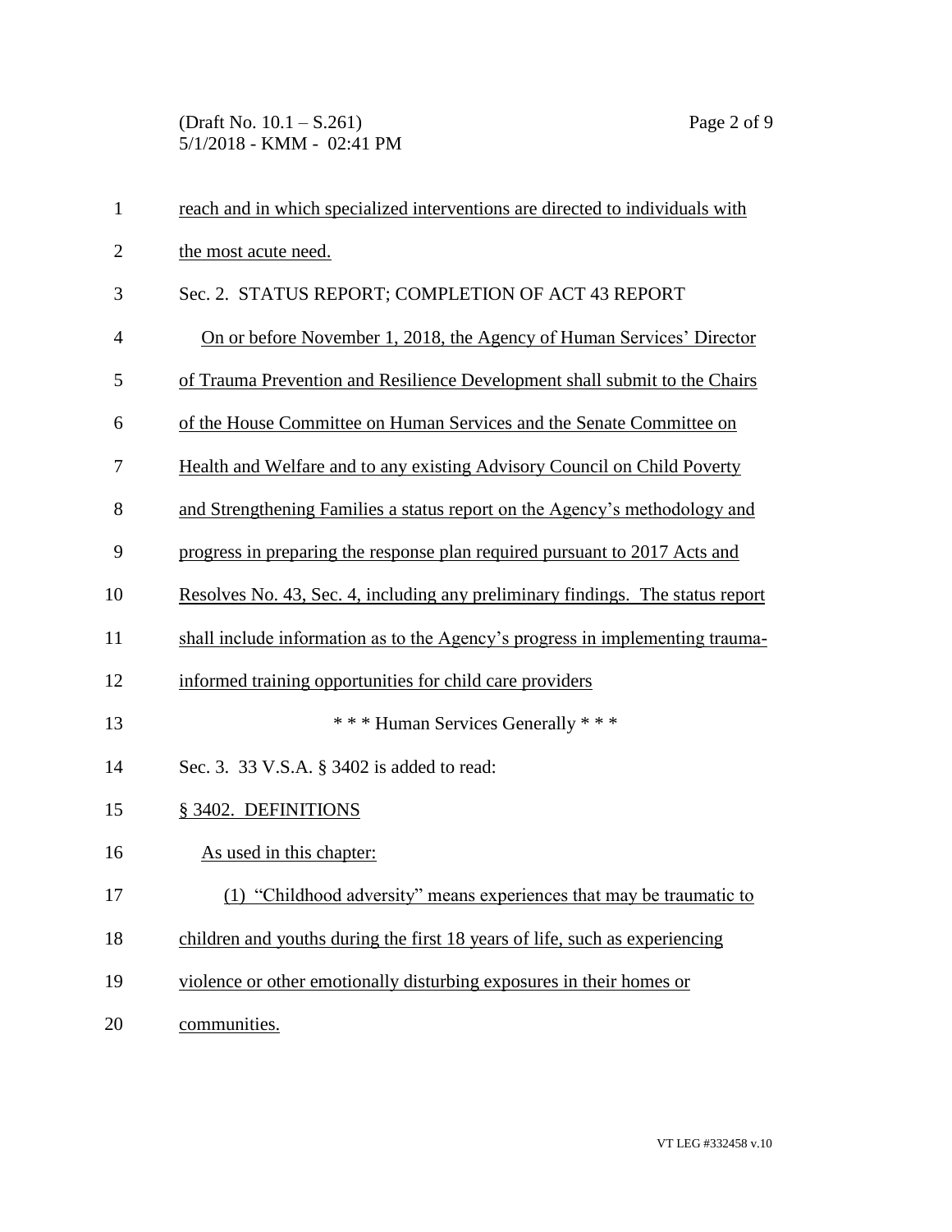reach and in which specialized interventions are directed to individuals with the most acute need.

Sec. 2. STATUS REPORT; COMPLETION OF ACT 43 REPORT

On or before November 1, 2018, the Agency of Human Services' Director of Trauma Prevention and Resilience Development shall submit to the Chairs of the House Committee on Human Services and the Senate Committee on Health and Welfare and to any existing Advisory Council on Child Poverty and Strengthening Families a status report on the Agency's methodology and progress in preparing the response plan required pursuant to 2017 Acts and Resolves No. 43, Sec. 4, including any preliminary findings. The status report shall include information as to the Agency's progress in implementing trauma-informed training opportunities for child care providers

\* \* \* Human Services Generally \* \* \*

Sec. 3. 33 V.S.A. § 3402 is added to read:

§ 3402. DEFINITIONS

As used in this chapter:

(1) "Childhood adversity" means experiences that may be traumatic to children and youths during the first 18 years of life, such as experiencing violence or other emotionally disturbing exposures in their homes or communities.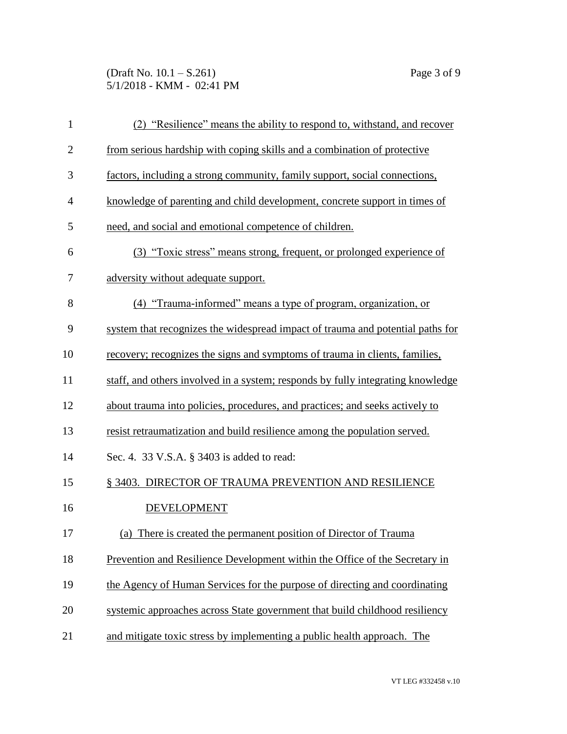(2) "Resilience" means the ability to respond to, withstand, and recover from serious hardship with coping skills and a combination of protective factors, including a strong community, family support, social connections, knowledge of parenting and child development, concrete support in times of need, and social and emotional competence of children.

(3) "Toxic stress" means strong, frequent, or prolonged experience of adversity without adequate support.

(4) "Trauma-informed" means a type of program, organization, or system that recognizes the widespread impact of trauma and potential paths for recovery; recognizes the signs and symptoms of trauma in clients, families, staff, and others involved in a system; responds by fully integrating knowledge about trauma into policies, procedures, and practices; and seeks actively to resist retraumatization and build resilience among the population served.

Sec. 4. 33 V.S.A. § 3403 is added to read:

§ 3403. DIRECTOR OF TRAUMA PREVENTION AND RESILIENCE DEVELOPMENT

(a) There is created the permanent position of Director of Trauma Prevention and Resilience Development within the Office of the Secretary in the Agency of Human Services for the purpose of directing and coordinating systemic approaches across State government that build childhood resiliency and mitigate toxic stress by implementing a public health approach. The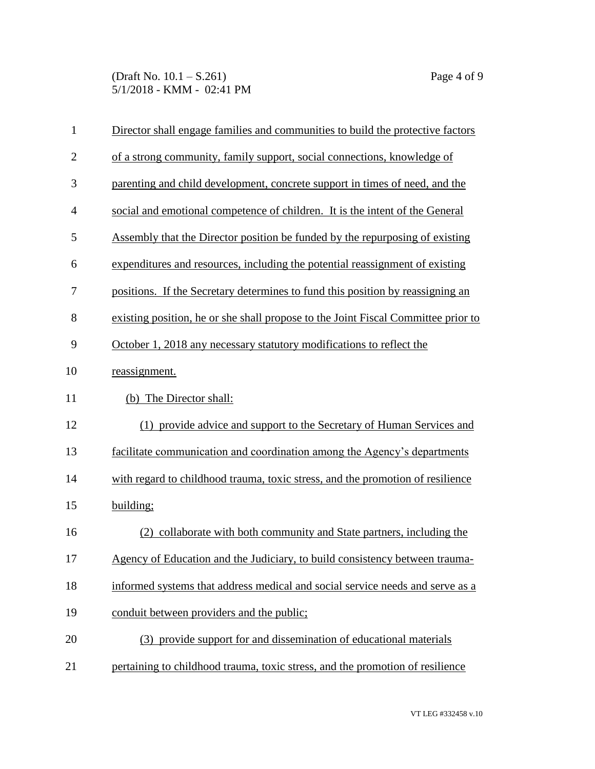Director shall engage families and communities to build the protective factors of a strong community, family support, social connections, knowledge of parenting and child development, concrete support in times of need, and the social and emotional competence of children. It is the intent of the General Assembly that the Director position be funded by the repurposing of existing expenditures and resources, including the potential reassignment of existing positions. If the Secretary determines to fund this position by reassigning an existing position, he or she shall propose to the Joint Fiscal Committee prior to October 1, 2018 any necessary statutory modifications to reflect the reassignment.

(b) The Director shall:

(1) provide advice and support to the Secretary of Human Services and facilitate communication and coordination among the Agency's departments with regard to childhood trauma, toxic stress, and the promotion of resilience building;

(2) collaborate with both community and State partners, including the Agency of Education and the Judiciary, to build consistency between trauma-informed systems that address medical and social service needs and serve as a conduit between providers and the public;

(3) provide support for and dissemination of educational materials pertaining to childhood trauma, toxic stress, and the promotion of resilience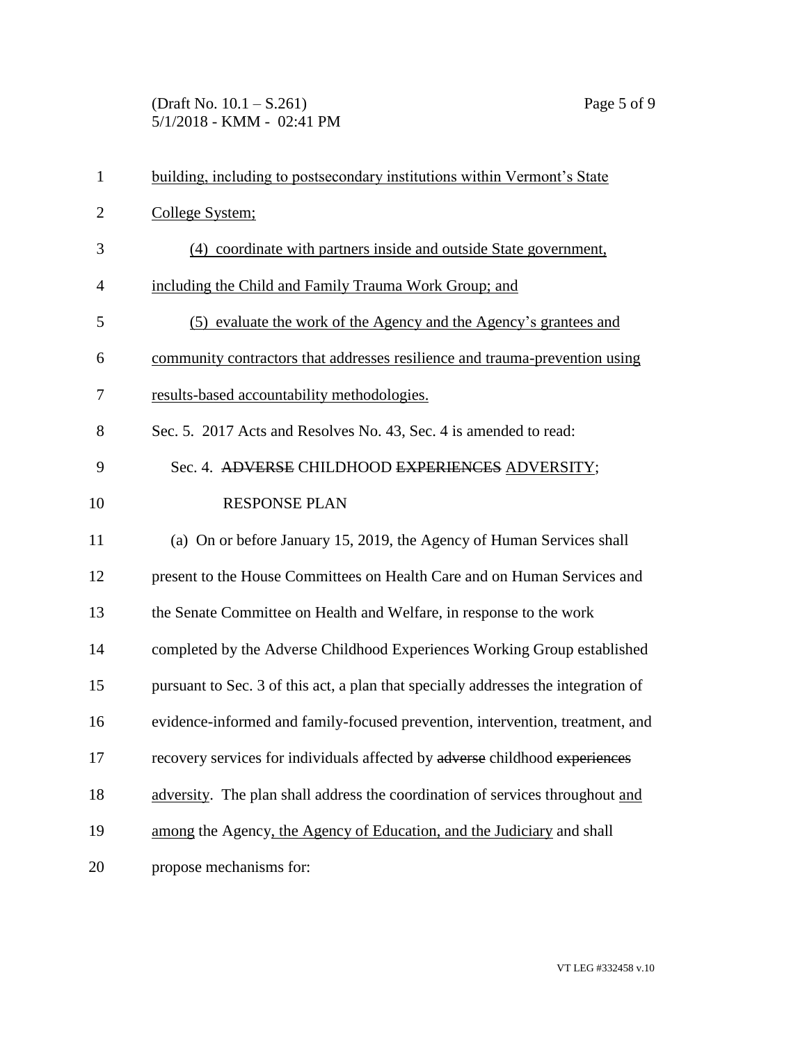building, including to postsecondary institutions within Vermont's State College System;

(4) coordinate with partners inside and outside State government, including the Child and Family Trauma Work Group; and

(5) evaluate the work of the Agency and the Agency's grantees and community contractors that addresses resilience and trauma-prevention using results-based accountability methodologies.

Sec. 5. 2017 Acts and Resolves No. 43, Sec. 4 is amended to read:

Sec. 4. ~~ADVERSE~~ CHILDHOOD ~~EXPERIENCES~~ ADVERSITY; RESPONSE PLAN

(a) On or before January 15, 2019, the Agency of Human Services shall present to the House Committees on Health Care and on Human Services and the Senate Committee on Health and Welfare, in response to the work completed by the Adverse Childhood Experiences Working Group established pursuant to Sec. 3 of this act, a plan that specially addresses the integration of evidence-informed and family-focused prevention, intervention, treatment, and recovery services for individuals affected by ~~adverse~~ childhood ~~experiences~~ adversity. The plan shall address the coordination of services throughout and among the Agency, the Agency of Education, and the Judiciary and shall propose mechanisms for: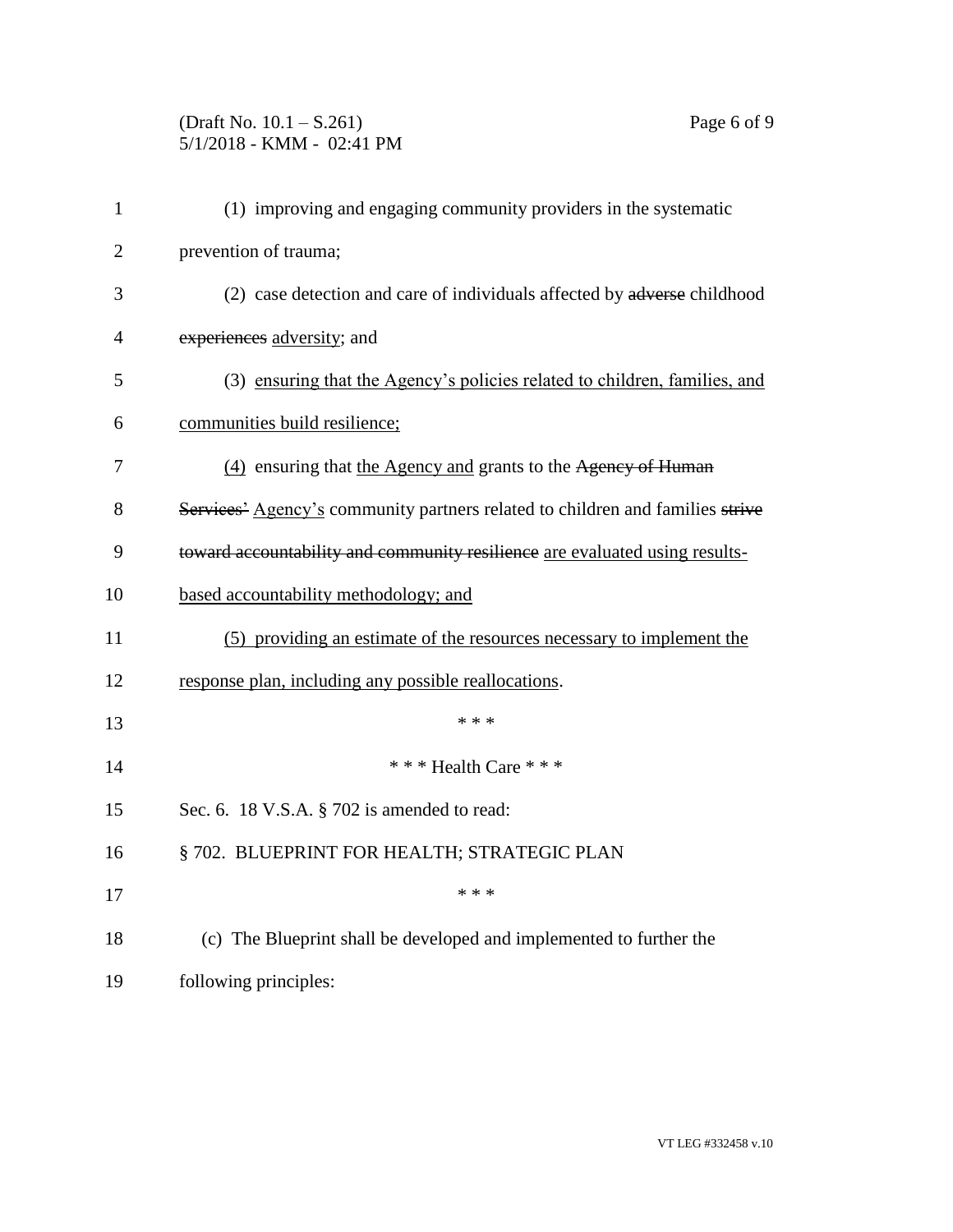(1) improving and engaging community providers in the systematic prevention of trauma;

(2) case detection and care of individuals affected by ~~adverse~~ childhood ~~experiences~~ <u>adversity</u>; and

(3) <u>ensuring that the Agency's policies related to children, families, and communities build resilience;</u>

<u>(4)</u> ensuring that <u>the Agency and</u> grants to the ~~Agency of Human Services'~~ <u>Agency's</u> community partners related to children and families ~~strive toward accountability and community resilience~~ <u>are evaluated using results-based accountability methodology; and</u>

<u>(5) providing an estimate of the resources necessary to implement the response plan, including any possible reallocations</u>.

\* \* \*

\* \* \* Health Care \* \* \*

Sec. 6. 18 V.S.A. § 702 is amended to read:

§ 702. BLUEPRINT FOR HEALTH; STRATEGIC PLAN

\* \* \*

(c) The Blueprint shall be developed and implemented to further the following principles: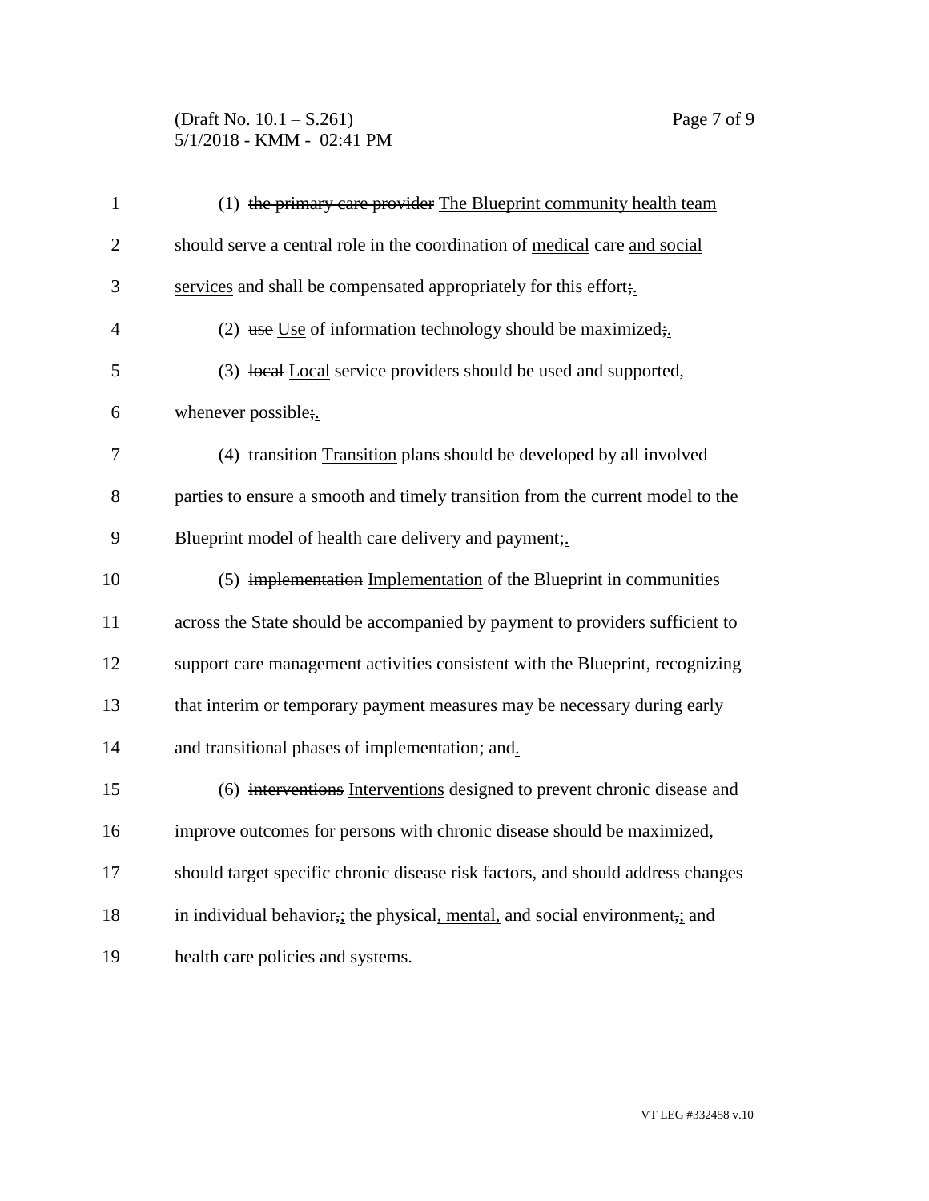(1) ~~the primary care provider~~ The Blueprint community health team should serve a central role in the coordination of medical care and social services and shall be compensated appropriately for this effort~~;~~.

(2) ~~use~~ Use of information technology should be maximized~~;~~.

(3) ~~local~~ Local service providers should be used and supported, whenever possible~~;~~.

(4) ~~transition~~ Transition plans should be developed by all involved parties to ensure a smooth and timely transition from the current model to the Blueprint model of health care delivery and payment~~;~~.

(5) ~~implementation~~ Implementation of the Blueprint in communities across the State should be accompanied by payment to providers sufficient to support care management activities consistent with the Blueprint, recognizing that interim or temporary payment measures may be necessary during early and transitional phases of implementation~~; and~~.

(6) ~~interventions~~ Interventions designed to prevent chronic disease and improve outcomes for persons with chronic disease should be maximized, should target specific chronic disease risk factors, and should address changes in individual behavior~~,~~; the physical, mental, and social environment~~,~~; and health care policies and systems.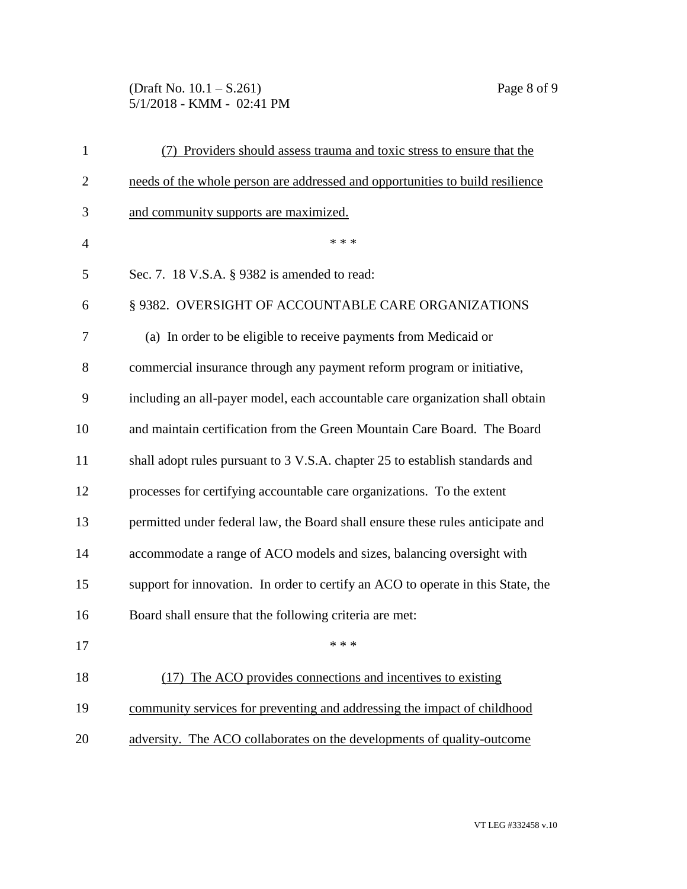(7) Providers should assess trauma and toxic stress to ensure that the needs of the whole person are addressed and opportunities to build resilience and community supports are maximized.

\* \* \*

Sec. 7. 18 V.S.A. § 9382 is amended to read:

§ 9382. OVERSIGHT OF ACCOUNTABLE CARE ORGANIZATIONS

(a) In order to be eligible to receive payments from Medicaid or commercial insurance through any payment reform program or initiative, including an all-payer model, each accountable care organization shall obtain and maintain certification from the Green Mountain Care Board. The Board shall adopt rules pursuant to 3 V.S.A. chapter 25 to establish standards and processes for certifying accountable care organizations. To the extent permitted under federal law, the Board shall ensure these rules anticipate and accommodate a range of ACO models and sizes, balancing oversight with support for innovation. In order to certify an ACO to operate in this State, the Board shall ensure that the following criteria are met:

\* \* \*

(17) The ACO provides connections and incentives to existing community services for preventing and addressing the impact of childhood adversity. The ACO collaborates on the developments of quality-outcome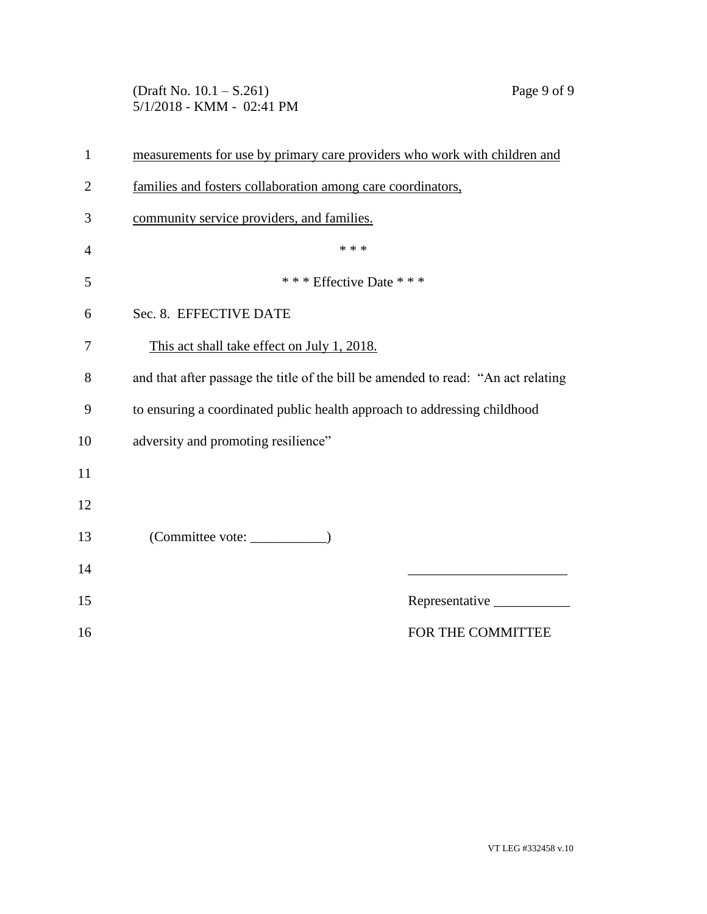measurements for use by primary care providers who work with children and families and fosters collaboration among care coordinators, community service providers, and families.

\* \* \*

\* \* \* Effective Date \* \* \*

Sec. 8. EFFECTIVE DATE

This act shall take effect on July 1, 2018.

and that after passage the title of the bill be amended to read: "An act relating to ensuring a coordinated public health approach to addressing childhood adversity and promoting resilience"

(Committee vote: ___________)

_______________________

Representative ___________

FOR THE COMMITTEE